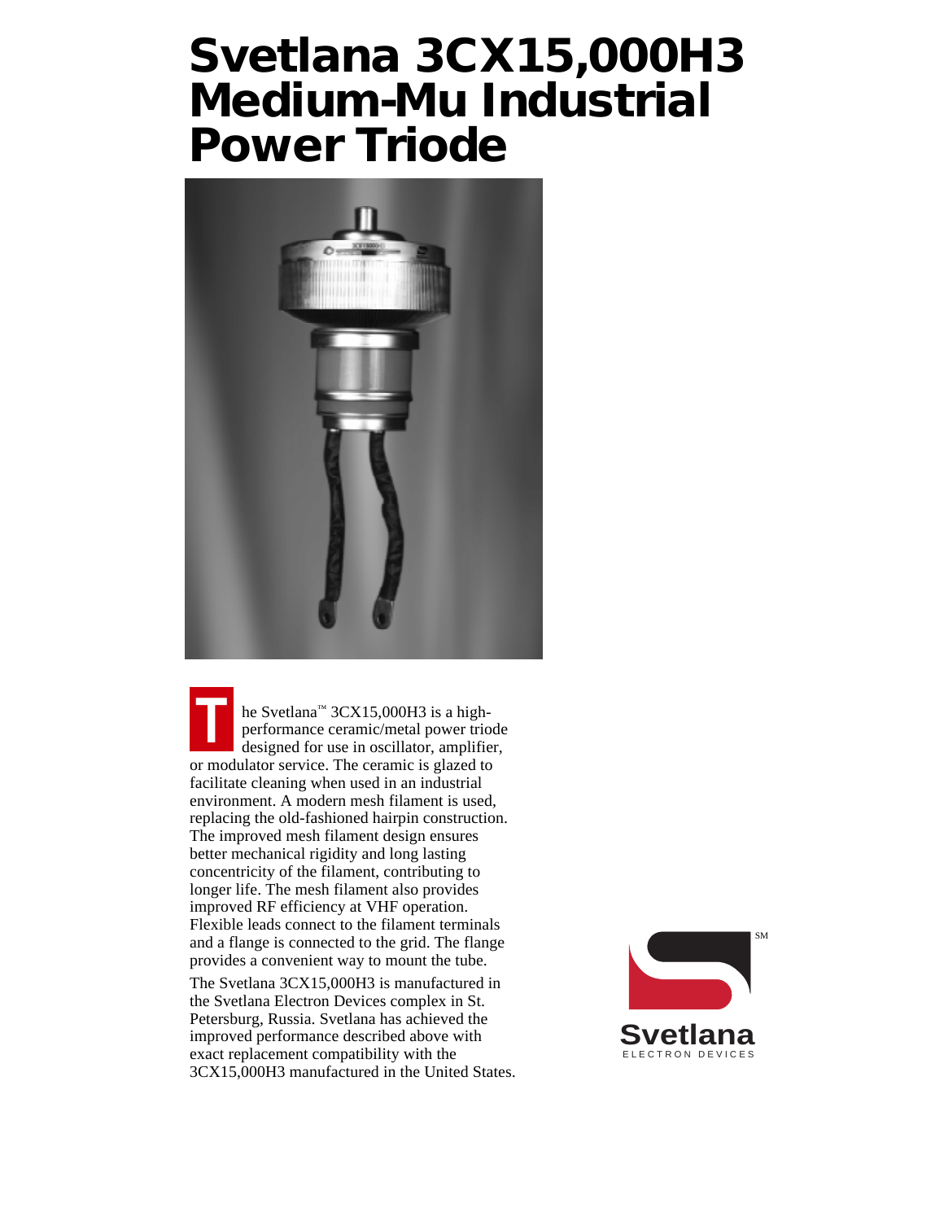# Svetlana 3CX15,000H3 Medium-Mu Industrial Power Triode

The Svetlana™ 3CX15,000H3 is a high-performance ceramic/metal power triode designed for use in oscillator, amplifier, or modulator service. The ceramic is glazed to facilitate cleaning when used in an industrial environment. A modern mesh filament is used, replacing the old-fashioned hairpin construction. The improved mesh filament design ensures better mechanical rigidity and long lasting concentricity of the filament, contributing to longer life. The mesh filament also provides improved RF efficiency at VHF operation. Flexible leads connect to the filament terminals and a flange is connected to the grid. The flange provides a convenient way to mount the tube.

The Svetlana 3CX15,000H3 is manufactured in the Svetlana Electron Devices complex in St. Petersburg, Russia. Svetlana has achieved the improved performance described above with exact replacement compatibility with the 3CX15,000H3 manufactured in the United States.

Svetlana℠
ELECTRON DEVICES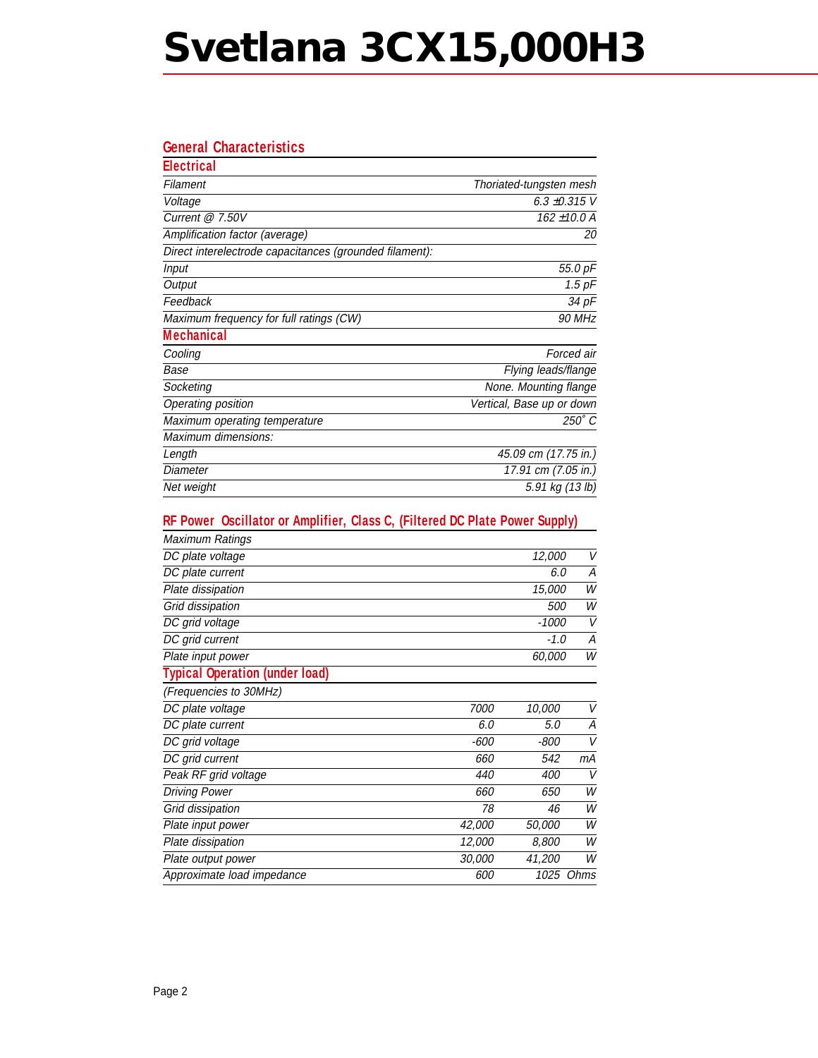# Svetlana 3CX15,000H3

## General Characteristics

### Electrical

| | |
|---|---|
| Filament | Thoriated-tungsten mesh |
| Voltage | 6.3 ±0.315 V |
| Current @ 7.50V | 162 ±10.0 A |
| Amplification factor (average) | 20 |
| Direct interelectrode capacitances (grounded filament): | |
| Input | 55.0 pF |
| Output | 1.5 pF |
| Feedback | 34 pF |
| Maximum frequency for full ratings (CW) | 90 MHz |

### Mechanical

| | |
|---|---|
| Cooling | Forced air |
| Base | Flying leads/flange |
| Socketing | None. Mounting flange |
| Operating position | Vertical, Base up or down |
| Maximum operating temperature | 250° C |
| Maximum dimensions: | |
| Length | 45.09 cm (17.75 in.) |
| Diameter | 17.91 cm (7.05 in.) |
| Net weight | 5.91 kg (13 lb) |

## RF Power Oscillator or Amplifier, Class C, (Filtered DC Plate Power Supply)

| Maximum Ratings | | |
|---|---|---|
| DC plate voltage | 12,000 | V |
| DC plate current | 6.0 | A |
| Plate dissipation | 15,000 | W |
| Grid dissipation | 500 | W |
| DC grid voltage | -1000 | V |
| DC grid current | -1.0 | A |
| Plate input power | 60,000 | W |

### Typical Operation (under load)

| (Frequencies to 30MHz) | | | |
|---|---|---|---|
| DC plate voltage | 7000 | 10,000 | V |
| DC plate current | 6.0 | 5.0 | A |
| DC grid voltage | -600 | -800 | V |
| DC grid current | 660 | 542 | mA |
| Peak RF grid voltage | 440 | 400 | V |
| Driving Power | 660 | 650 | W |
| Grid dissipation | 78 | 46 | W |
| Plate input power | 42,000 | 50,000 | W |
| Plate dissipation | 12,000 | 8,800 | W |
| Plate output power | 30,000 | 41,200 | W |
| Approximate load impedance | 600 | 1025 | Ohms |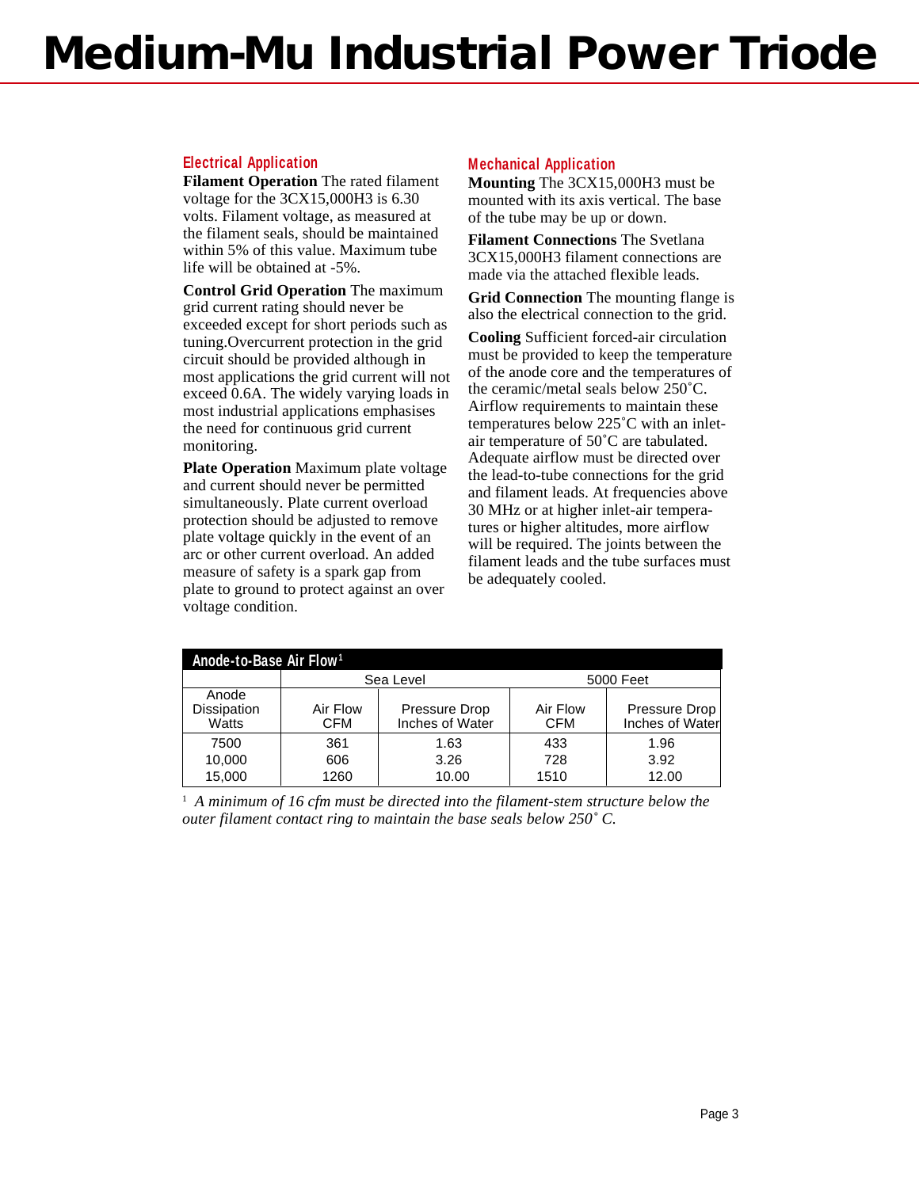# Medium-Mu Industrial Power Triode

### Electrical Application

**Filament Operation** The rated filament voltage for the 3CX15,000H3 is 6.30 volts. Filament voltage, as measured at the filament seals, should be maintained within 5% of this value. Maximum tube life will be obtained at -5%.

**Control Grid Operation** The maximum grid current rating should never be exceeded except for short periods such as tuning.Overcurrent protection in the grid circuit should be provided although in most applications the grid current will not exceed 0.6A. The widely varying loads in most industrial applications emphasises the need for continuous grid current monitoring.

**Plate Operation** Maximum plate voltage and current should never be permitted simultaneously. Plate current overload protection should be adjusted to remove plate voltage quickly in the event of an arc or other current overload. An added measure of safety is a spark gap from plate to ground to protect against an over voltage condition.

### Mechanical Application

**Mounting** The 3CX15,000H3 must be mounted with its axis vertical. The base of the tube may be up or down.

**Filament Connections** The Svetlana 3CX15,000H3 filament connections are made via the attached flexible leads.

**Grid Connection** The mounting flange is also the electrical connection to the grid.

**Cooling** Sufficient forced-air circulation must be provided to keep the temperature of the anode core and the temperatures of the ceramic/metal seals below 250˚C. Airflow requirements to maintain these temperatures below 225˚C with an inlet-air temperature of 50˚C are tabulated. Adequate airflow must be directed over the lead-to-tube connections for the grid and filament leads. At frequencies above 30 MHz or at higher inlet-air temperatures or higher altitudes, more airflow will be required. The joints between the filament leads and the tube surfaces must be adequately cooled.

**Anode-to-Base Air Flow**[1]

| | Sea Level | | 5000 Feet | |
|---|---|---|---|---|
| Anode Dissipation Watts | Air Flow CFM | Pressure Drop Inches of Water | Air Flow CFM | Pressure Drop Inches of Water |
| 7500 | 361 | 1.63 | 433 | 1.96 |
| 10,000 | 606 | 3.26 | 728 | 3.92 |
| 15,000 | 1260 | 10.00 | 1510 | 12.00 |

[1] *A minimum of 16 cfm must be directed into the filament-stem structure below the outer filament contact ring to maintain the base seals below 250˚ C.*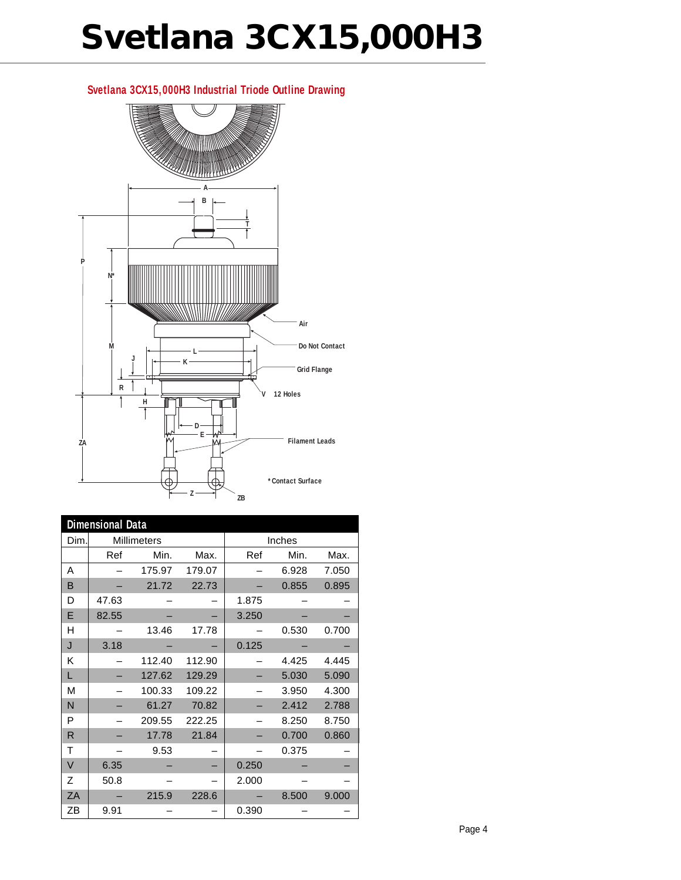# Svetlana 3CX15,000H3

## Svetlana 3CX15,000H3 Industrial Triode Outline Drawing

A

B

T

P

N*

Air

Do Not Contact

M

L

J

K

Grid Flange

R

V 12 Holes

H

D

E

ZA

Filament Leads

* Contact Surface

Z

ZB

| Dimensional Data | | | | | | |
|---|---|---|---|---|---|---|
| Dim. | Millimeters | | | Inches | | |
| | Ref | Min. | Max. | Ref | Min. | Max. |
| A | – | 175.97 | 179.07 | – | 6.928 | 7.050 |
| B | – | 21.72 | 22.73 | – | 0.855 | 0.895 |
| D | 47.63 | – | – | 1.875 | – | – |
| E | 82.55 | – | – | 3.250 | – | – |
| H | – | 13.46 | 17.78 | – | 0.530 | 0.700 |
| J | 3.18 | – | – | 0.125 | – | – |
| K | – | 112.40 | 112.90 | – | 4.425 | 4.445 |
| L | – | 127.62 | 129.29 | – | 5.030 | 5.090 |
| M | – | 100.33 | 109.22 | – | 3.950 | 4.300 |
| N | – | 61.27 | 70.82 | – | 2.412 | 2.788 |
| P | – | 209.55 | 222.25 | – | 8.250 | 8.750 |
| R | – | 17.78 | 21.84 | – | 0.700 | 0.860 |
| T | – | 9.53 | – | – | 0.375 | – |
| V | 6.35 | – | – | 0.250 | – | – |
| Z | 50.8 | – | – | 2.000 | – | – |
| ZA | – | 215.9 | 228.6 | – | 8.500 | 9.000 |
| ZB | 9.91 | – | – | 0.390 | – | – |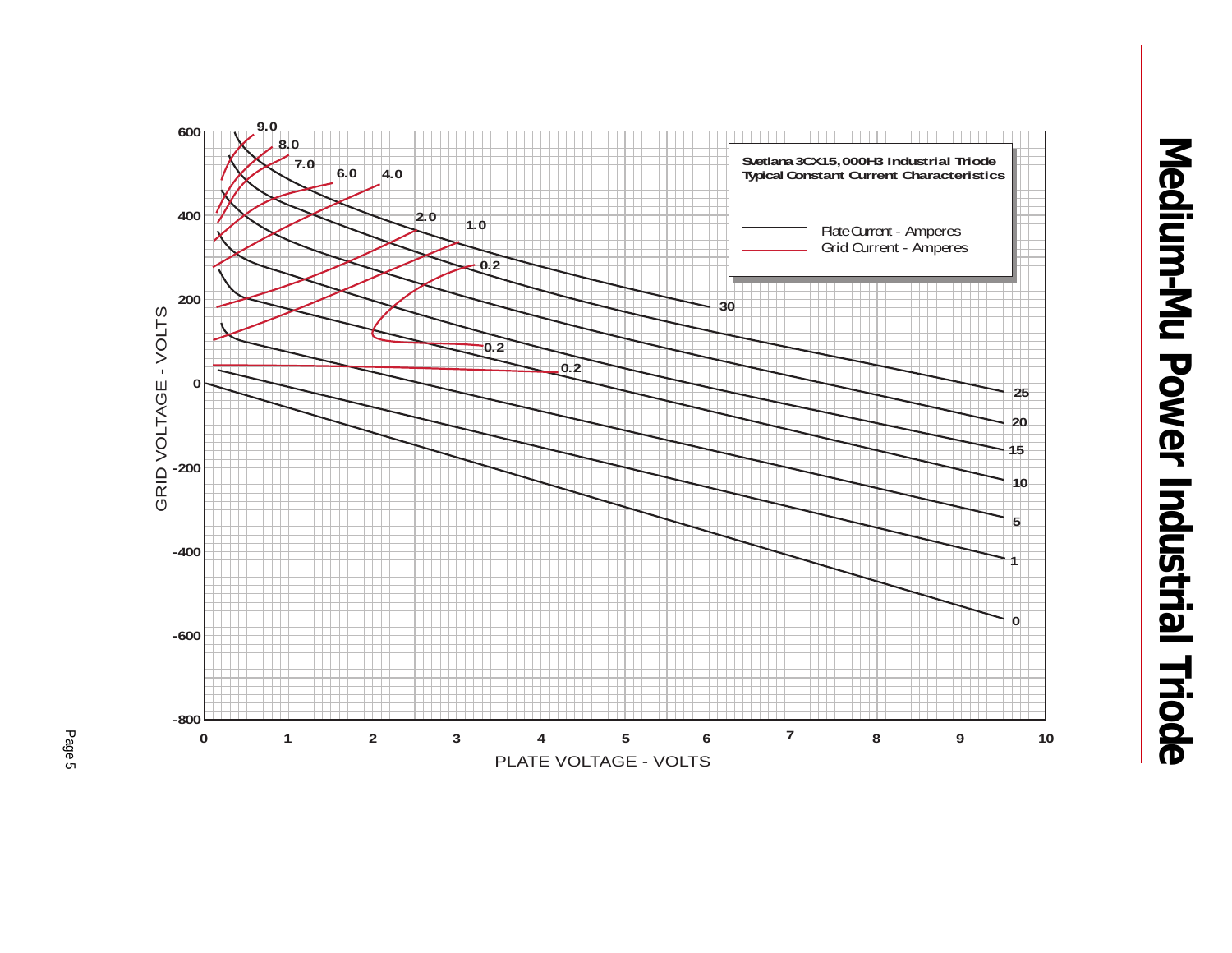# Medium-Mu Power Industrial Triode

Svetlana 3CX15,000H3 Industrial Triode
Typical Constant Current Characteristics

Plate Current - Amperes
Grid Current - Amperes

GRID VOLTAGE - VOLTS

600
400
200
0
-200
-400
-600
-800

PLATE VOLTAGE - VOLTS

0 1 2 3 4 5 6 7 8 9 10

9.0
8.0
7.0
6.0
4.0
2.0
1.0
0.2
0.2
0.2

30
25
20
15
10
5
1
0